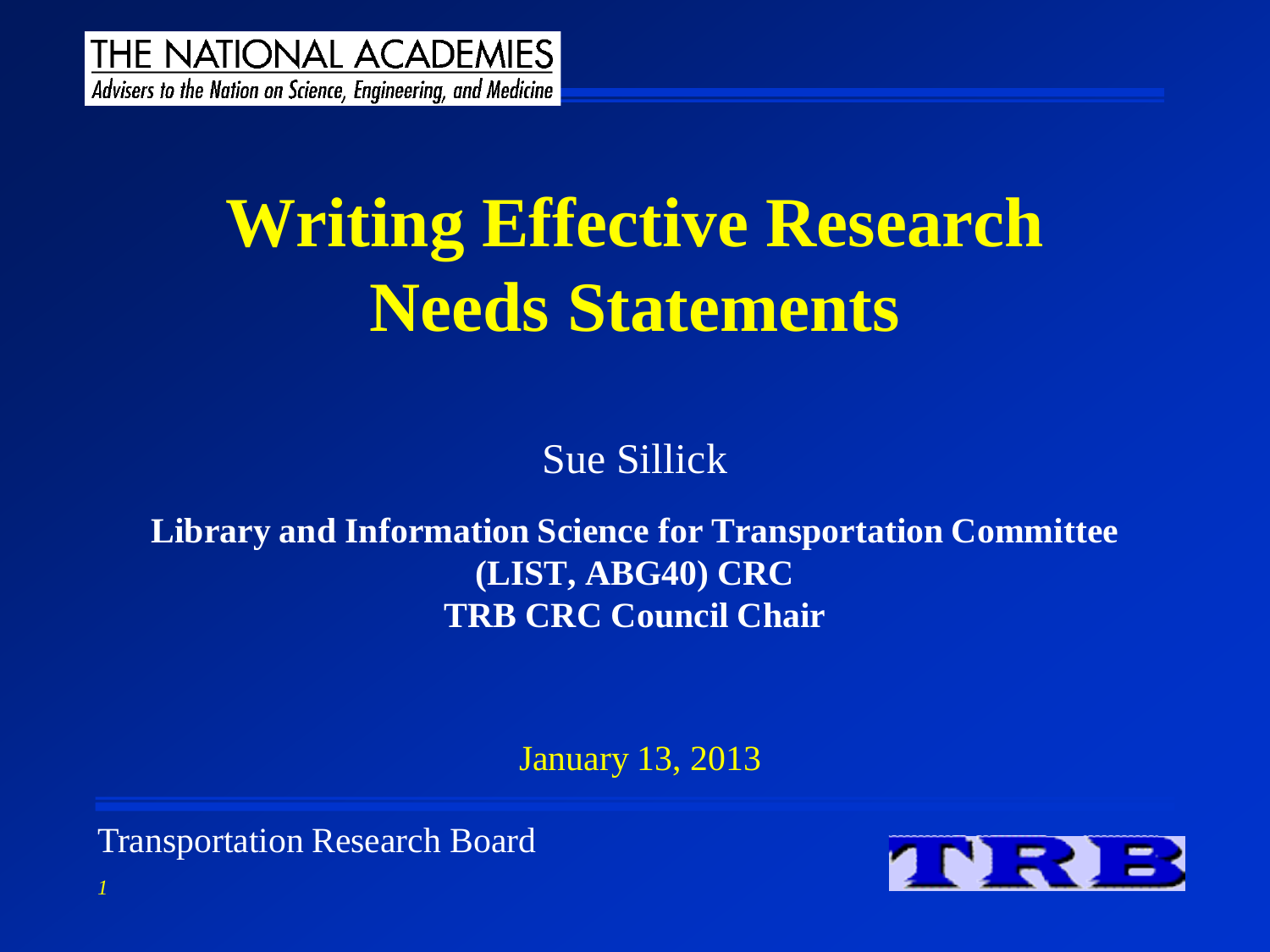THE NATIONAL ACADEMIES

*Advisers to the Nation on Science, Engineering, and Medicine*

# Writing Effective Research Needs Statements

Sue Sillick

**Library and Information Science for Transportation Committee (LIST, ABG40) CRC**
**TRB CRC Council Chair**

January 13, 2013

Transportation Research Board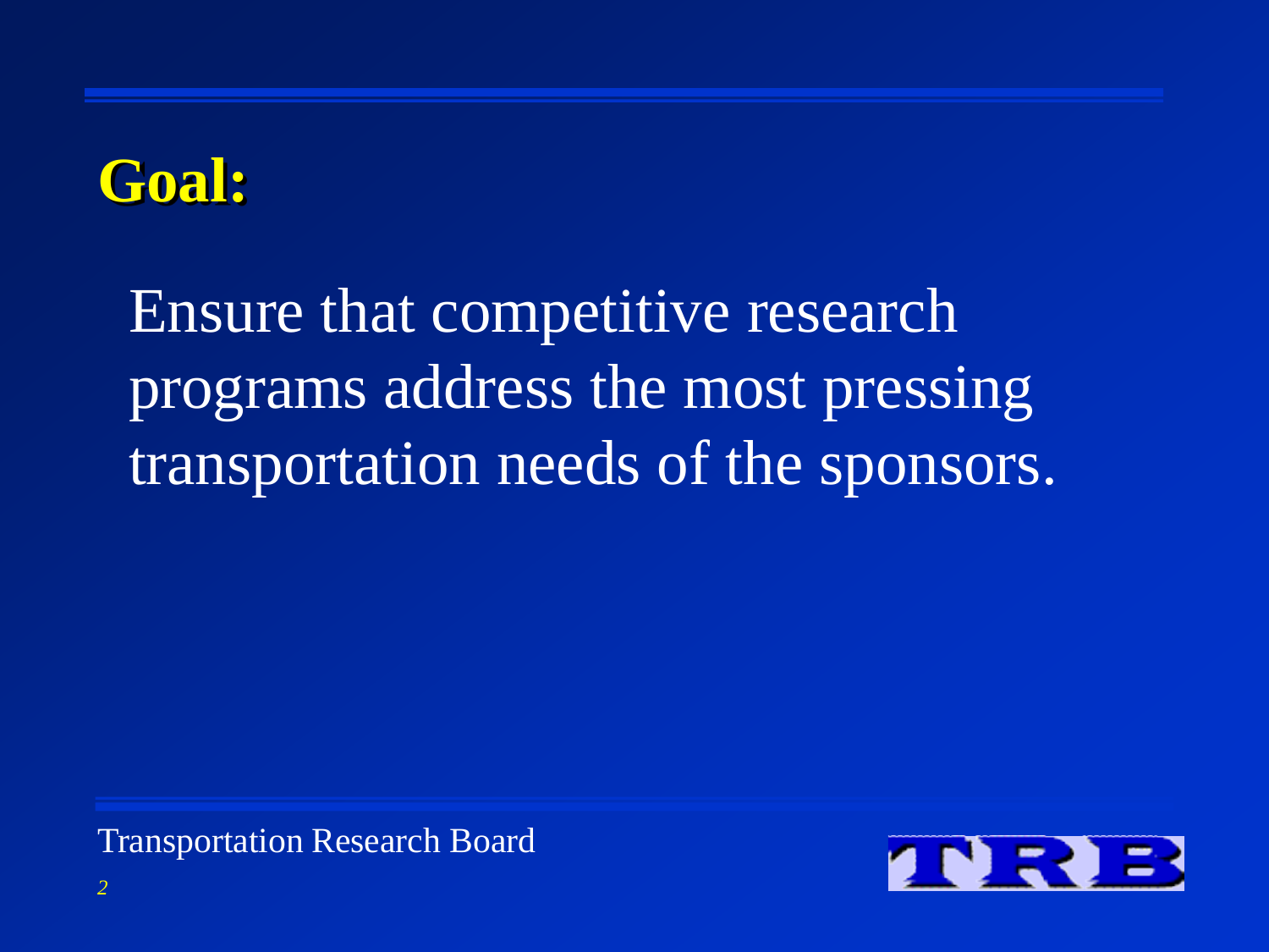# Goal:

Ensure that competitive research programs address the most pressing transportation needs of the sponsors.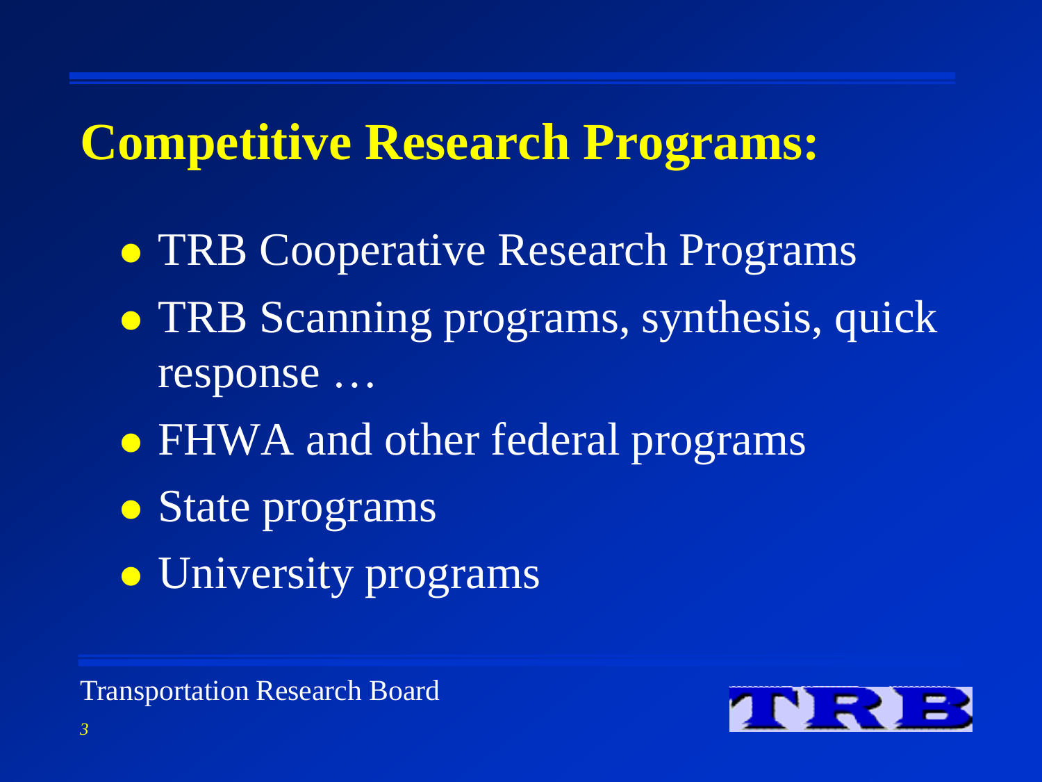# Competitive Research Programs:

- TRB Cooperative Research Programs
- TRB Scanning programs, synthesis, quick response …
- FHWA and other federal programs
- State programs
- University programs

Transportation Research Board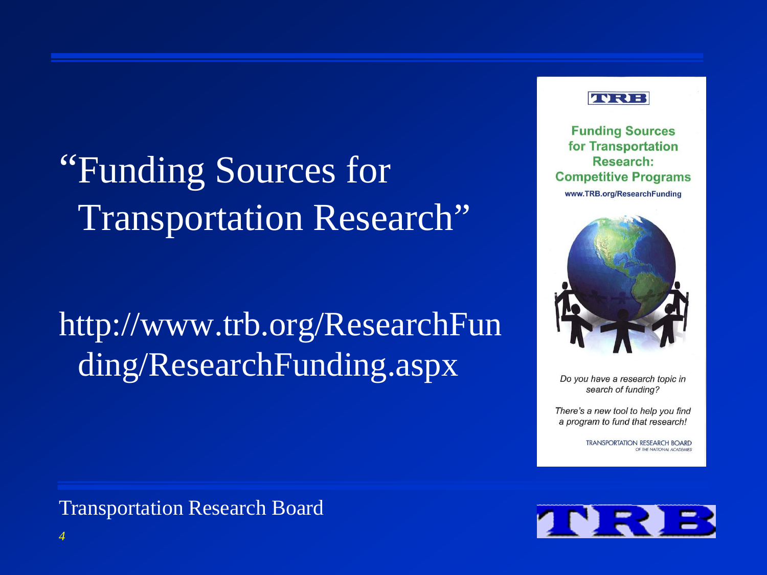# "Funding Sources for Transportation Research"

http://www.trb.org/ResearchFunding/ResearchFunding.aspx

TRB

**Funding Sources for Transportation Research: Competitive Programs**

**www.TRB.org/ResearchFunding**

*Do you have a research topic in search of funding?*

*There's a new tool to help you find a program to fund that research!*

TRANSPORTATION RESEARCH BOARD
OF THE NATIONAL ACADEMIES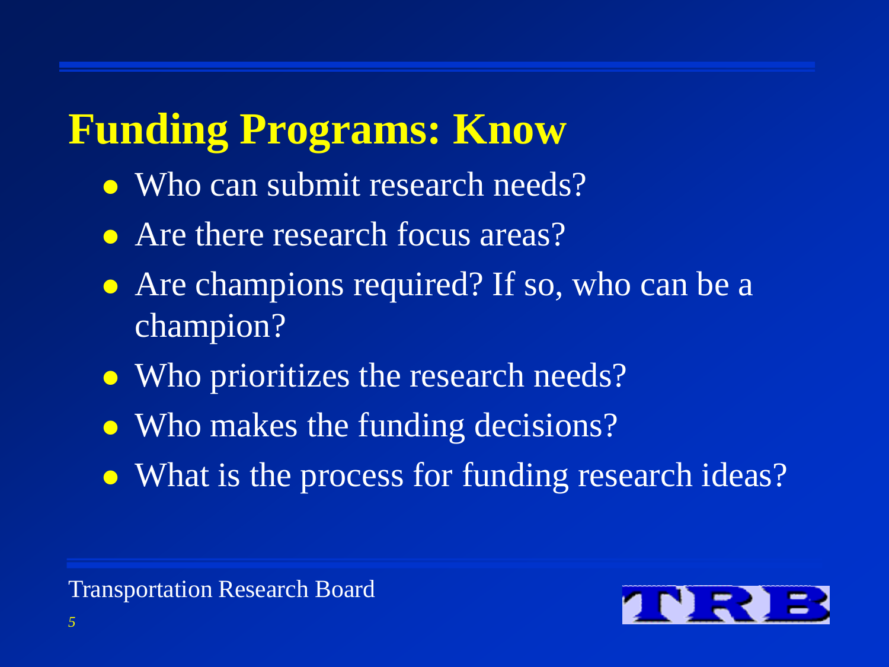# Funding Programs: Know

- Who can submit research needs?
- Are there research focus areas?
- Are champions required? If so, who can be a champion?
- Who prioritizes the research needs?
- Who makes the funding decisions?
- What is the process for funding research ideas?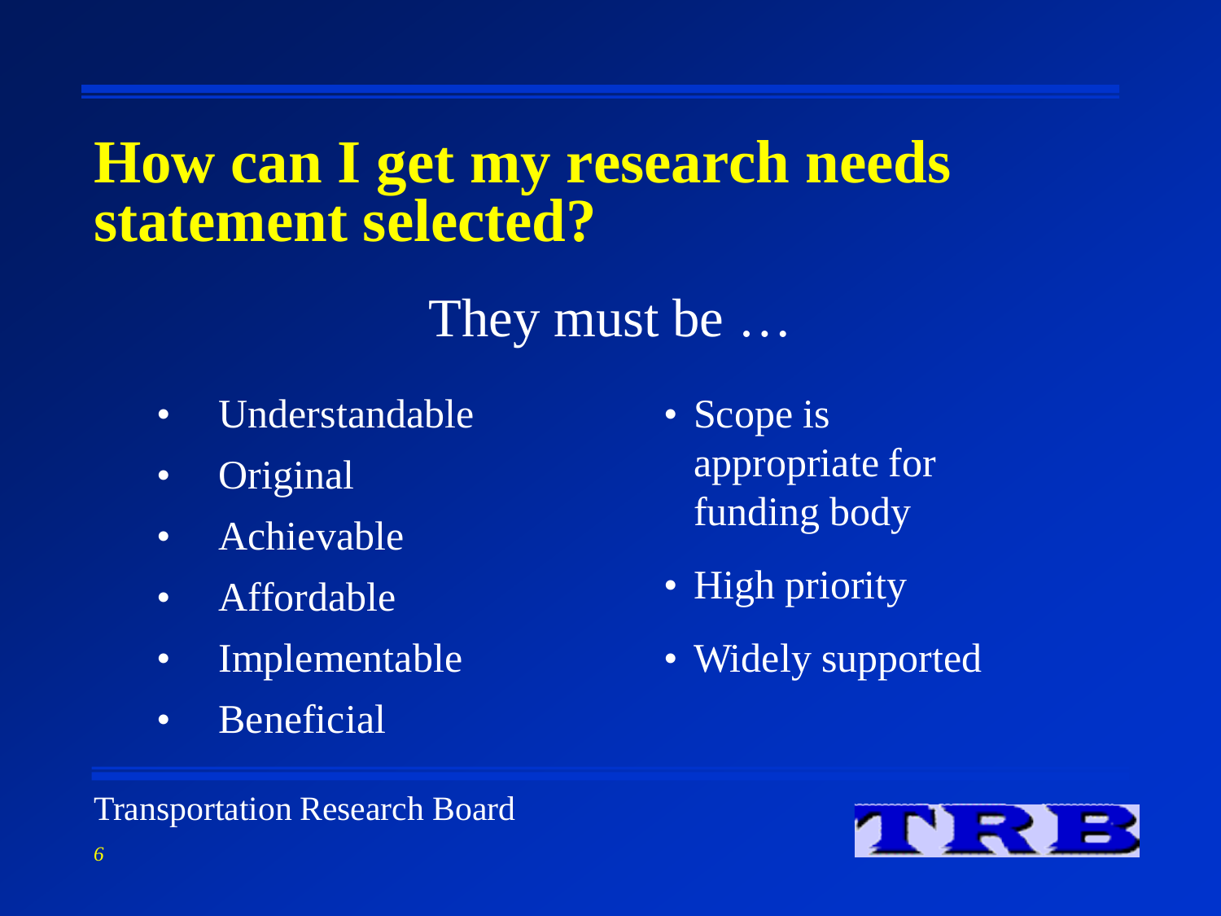# How can I get my research needs statement selected?

They must be …

- Understandable
- Original
- Achievable
- Affordable
- Implementable
- Beneficial
- Scope is appropriate for funding body
- High priority
- Widely supported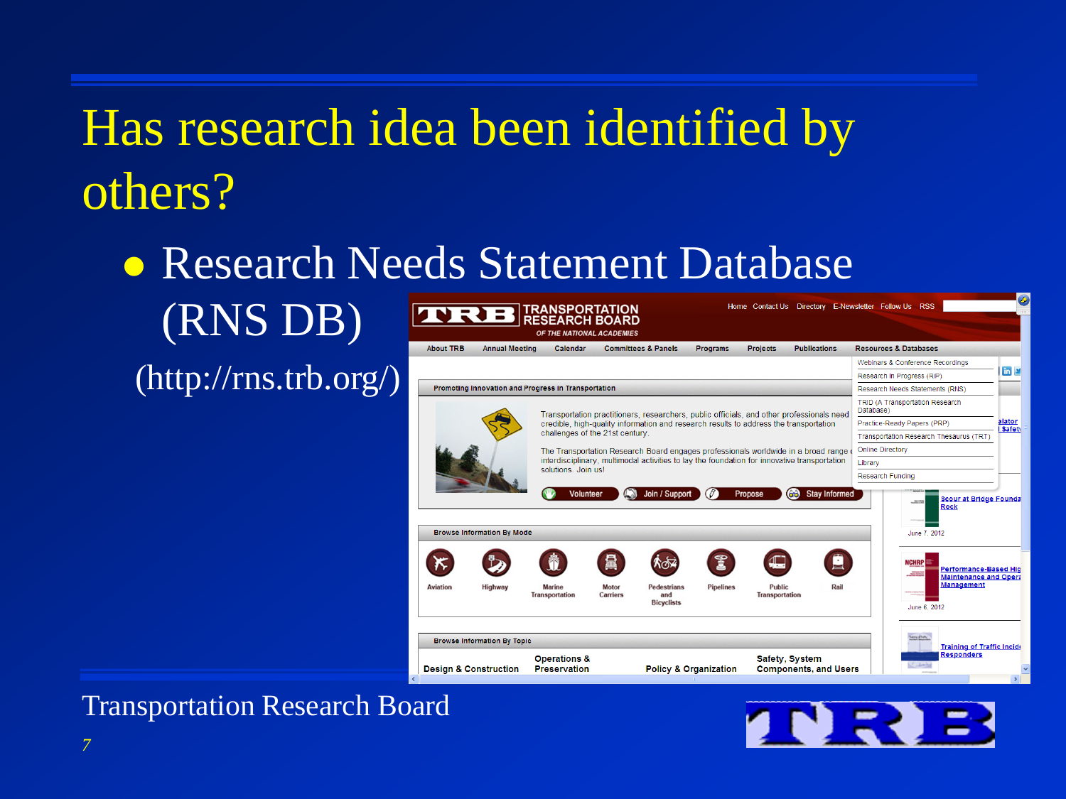# Has research idea been identified by others?

- Research Needs Statement Database (RNS DB)

  (http://rns.trb.org/)

Transportation Research Board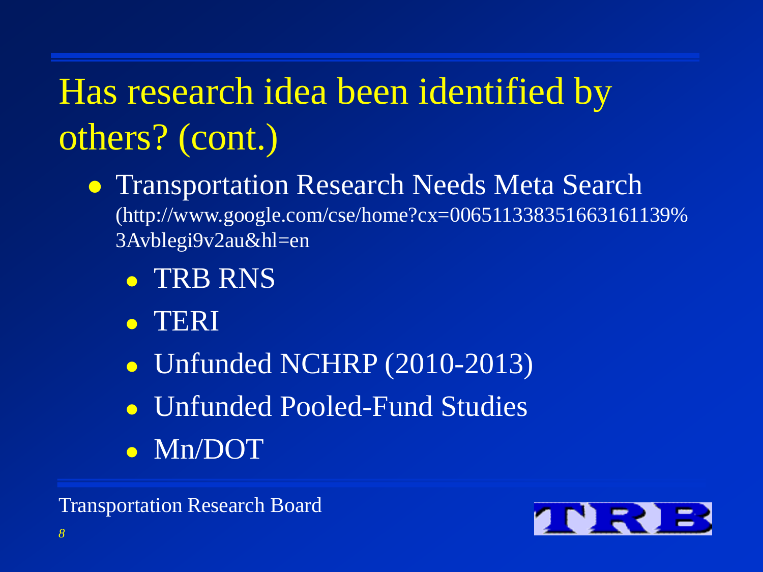# Has research idea been identified by others? (cont.)

- Transportation Research Needs Meta Search (http://www.google.com/cse/home?cx=006511338351663161139%3Avblegi9v2au&hl=en
  - TRB RNS
  - TERI
  - Unfunded NCHRP (2010-2013)
  - Unfunded Pooled-Fund Studies
  - Mn/DOT

Transportation Research Board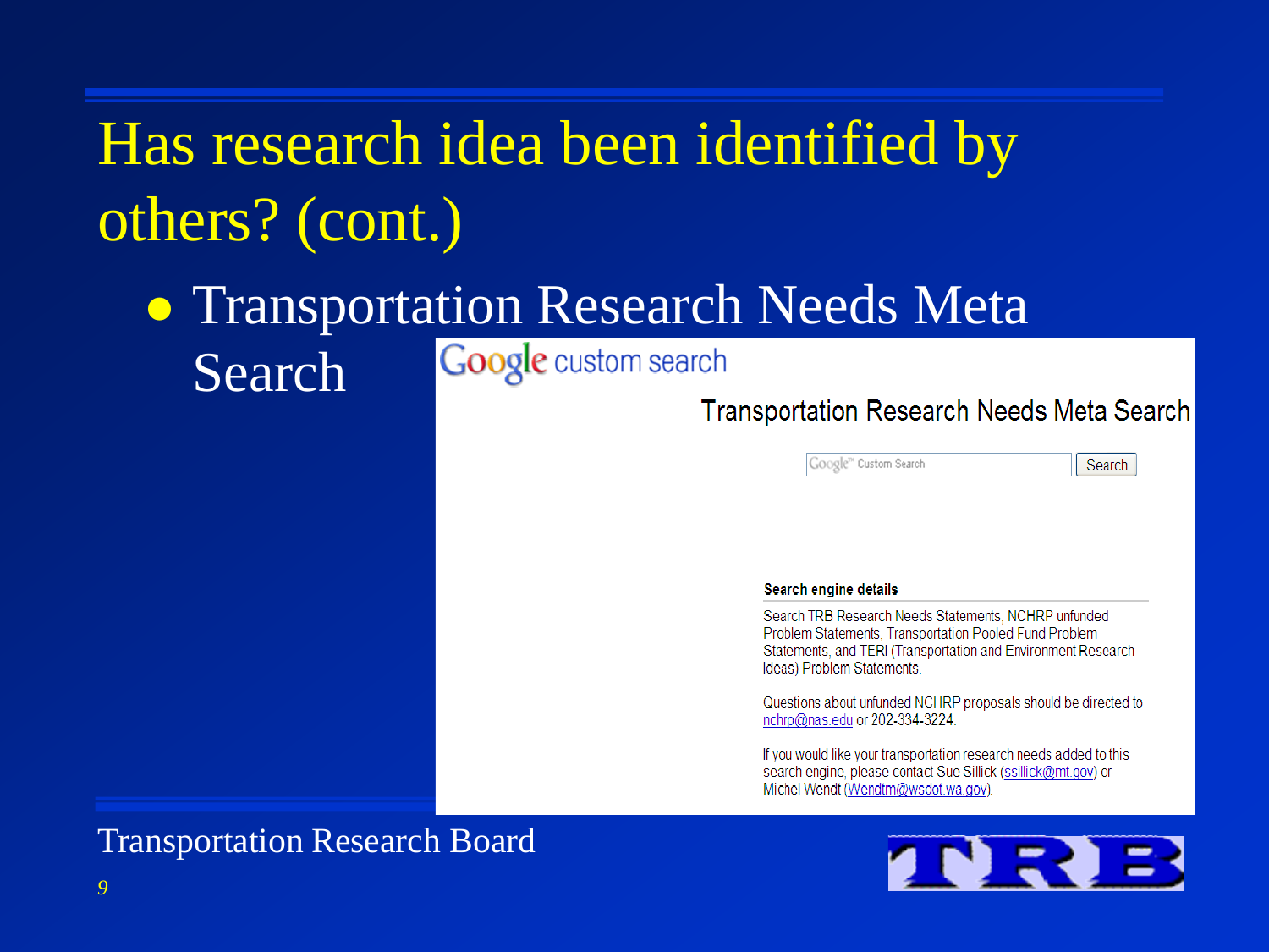# Has research idea been identified by others? (cont.)

- Transportation Research Needs Meta Search

Google custom search

Transportation Research Needs Meta Search

Google™ Custom Search [Search]

**Search engine details**

Search TRB Research Needs Statements, NCHRP unfunded Problem Statements, Transportation Pooled Fund Problem Statements, and TERI (Transportation and Environment Research Ideas) Problem Statements.

Questions about unfunded NCHRP proposals should be directed to nchrp@nas.edu or 202-334-3224.

If you would like your transportation research needs added to this search engine, please contact Sue Sillick (ssillick@mt.gov) or Michel Wendt (Wendtm@wsdot.wa.gov).

Transportation Research Board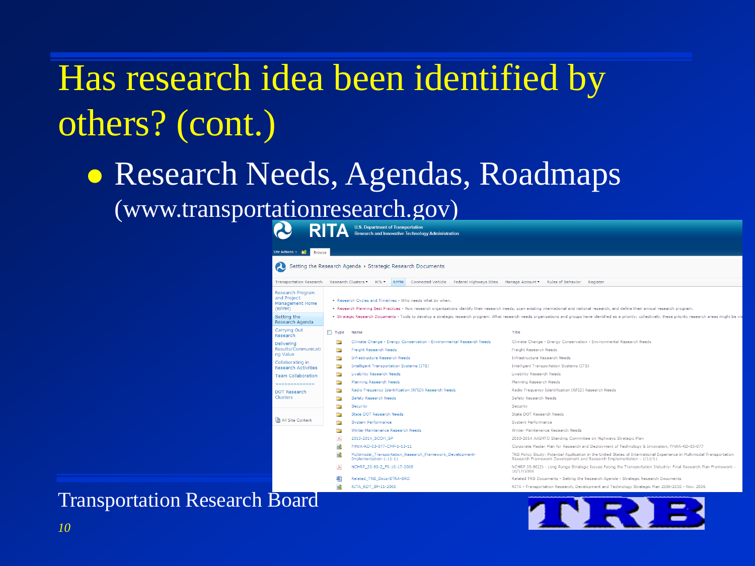# Has research idea been identified by others? (cont.)

- Research Needs, Agendas, Roadmaps (www.transportationresearch.gov)

RITA U.S. Department of Transportation Research and Innovative Technology Administration

Site Actions Browse

Setting the Research Agenda › Strategic Research Documents

Transportation Research | Research Clusters | NTL | RPPM | Connected Vehicle | Federal Highways Sites | Manage Account | Rules of Behavior | Register

Research Program and Project Management Home (RPPM)
Setting the Research Agenda
Carrying Out Research
Delivering Results/Communicating Value
Collaborating in Research Activities
Team Collaboration
=============
DOT Research Clusters
All Site Content

- Research Cycles and Timelines - Who needs what by when.
- Research Planning Best Practices - How research organizations identify their research needs, scan existing international and national research, and define their annual research program.
- Strategic Research Documents - Tools to develop a strategic research program. What research needs organizations and groups have identified as a priority; collectively, these priority research areas might be vi

| Type | Name | Title |
|---|---|---|
| | Climate Change - Energy Conservation - Environmental Research Needs | Climate Change - Energy Conservation - Environmental Research Needs |
| | Freight Research Needs | Freight Research Needs |
| | Infrastructure Research Needs | Infrastructure Research Needs |
| | Intelligent Transportation Systems (ITS) | Intelligent Transportation Systems (ITS) |
| | Livability Research Needs | Livability Research Needs |
| | Planning Research Needs | Planning Research Needs |
| | Radio Frequency Identification (RFID) Research Needs | Radio Frequency Identification (RFID) Research Needs |
| | Safety Research Needs | Safety Research Needs |
| | Security | Security |
| | State DOT Research Needs | State DOT Research Needs |
| | System Performance | System Performance |
| | Winter Maintenance Research Needs | Winter Maintenance Research Needs |
| | 2010-2014_SCOH_SP | 2010-2014 AASHTO Standing Committee on Highways Strategic Plan |
| | FHWA-RD-03-077-CMP-1-13-11 | Corporate Master Plan for Research and Deployment of Technology & Innovation, FHWA-RD-03-077 |
| | Multimodal_Transportation_Research_Framework_Development-Implementation-1-11-11 | TRB Policy Study: Potential Application in the United States of International Experience in Multimodal Transportation Research Framework Development and Research Implementation - 1/11/11 |
| | NCHRP_20-80-2_FR-10-17-2008 | NCHRP 20-80(2) - Long Range Strategic Issues Facing the Transportation Industry: Final Research Plan Framework - 10/17/2008 |
| | Related_TRB_Docs-STRA-SRD | Related TRB Documents - Setting the Research Agenda - Strategic Research Documents |
| | RITA_RDT_SP-11-2006 | RITA - Transportation Research, Development and Technology Strategic Plan 2006-2010 - Nov. 2006 |

Transportation Research Board

TRB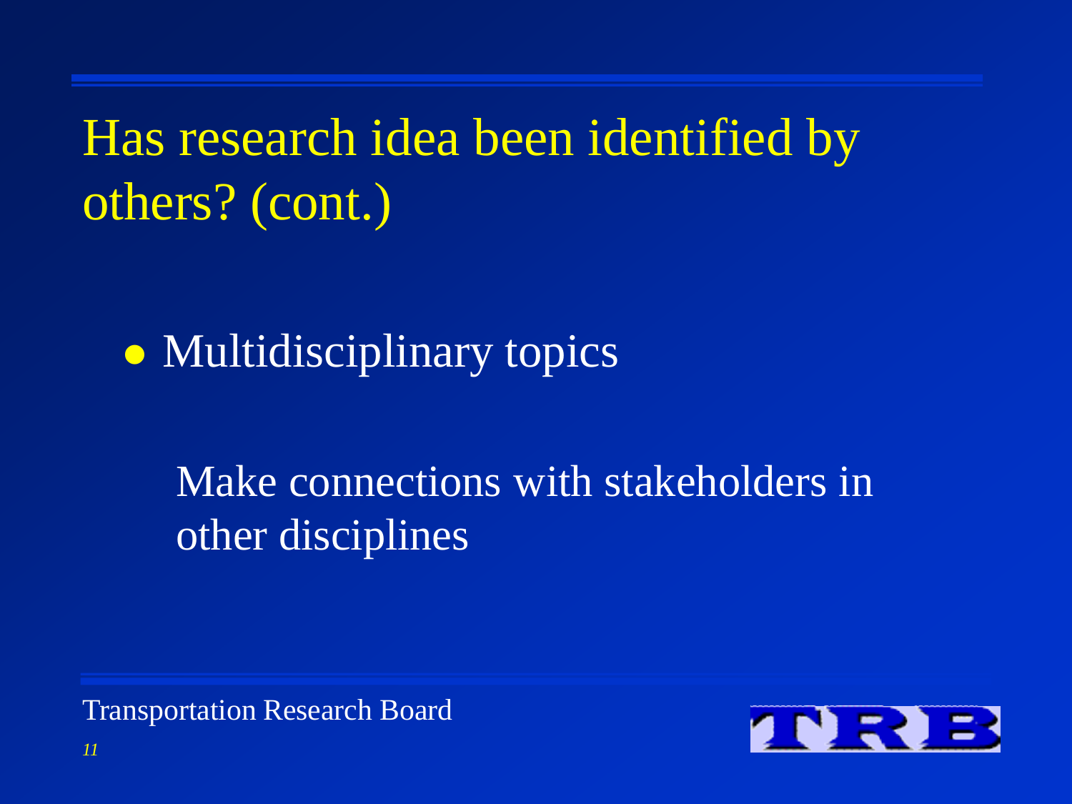# Has research idea been identified by others? (cont.)

- Multidisciplinary topics

  Make connections with stakeholders in other disciplines

Transportation Research Board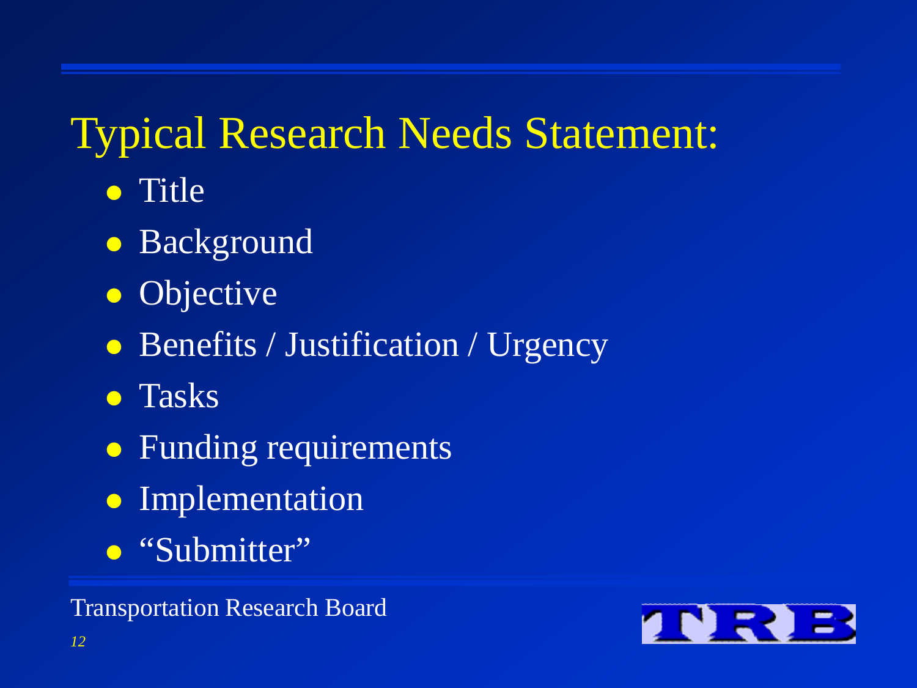# Typical Research Needs Statement:

- Title
- Background
- Objective
- Benefits / Justification / Urgency
- Tasks
- Funding requirements
- Implementation
- “Submitter”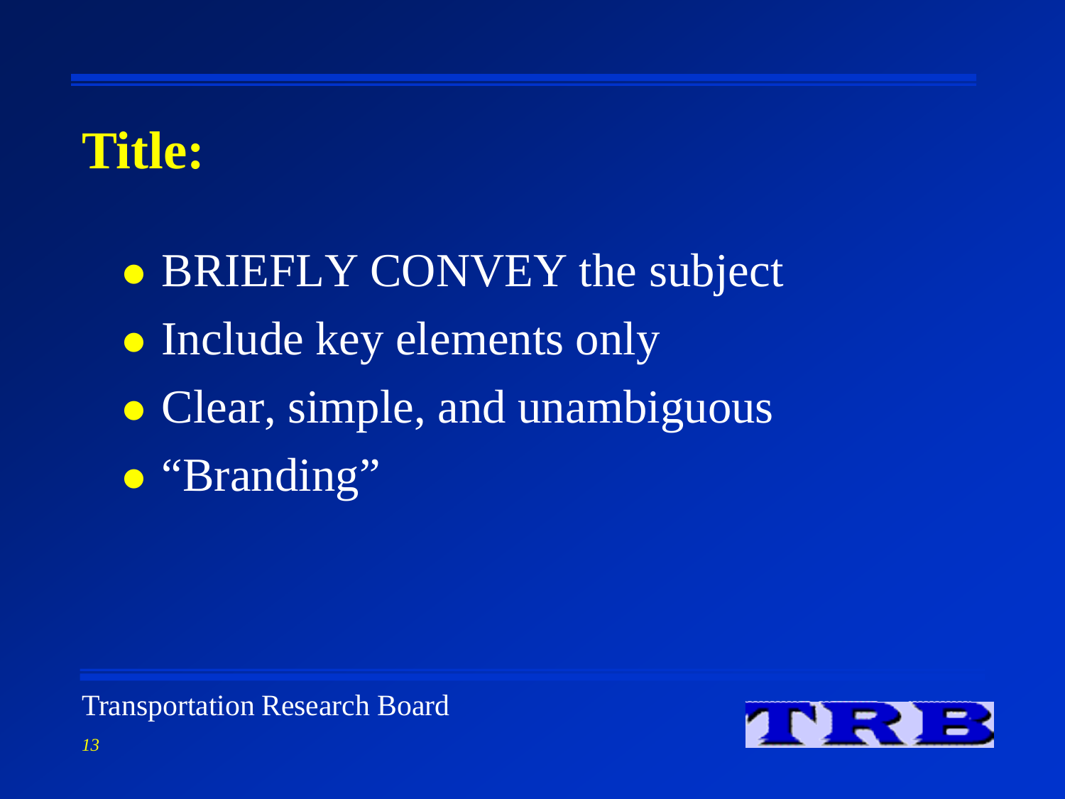# Title:

- BRIEFLY CONVEY the subject
- Include key elements only
- Clear, simple, and unambiguous
- “Branding”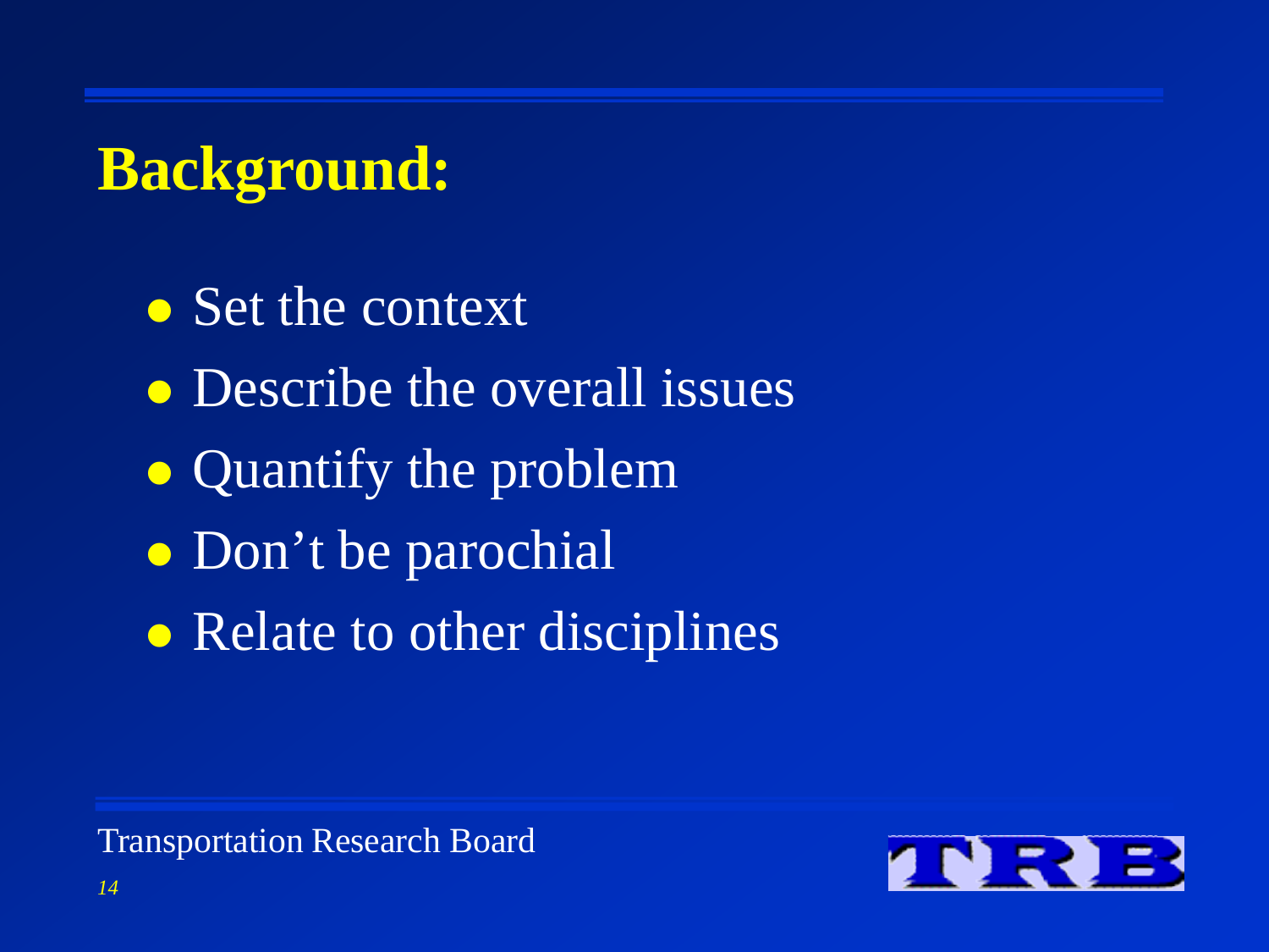# Background:

- Set the context
- Describe the overall issues
- Quantify the problem
- Don't be parochial
- Relate to other disciplines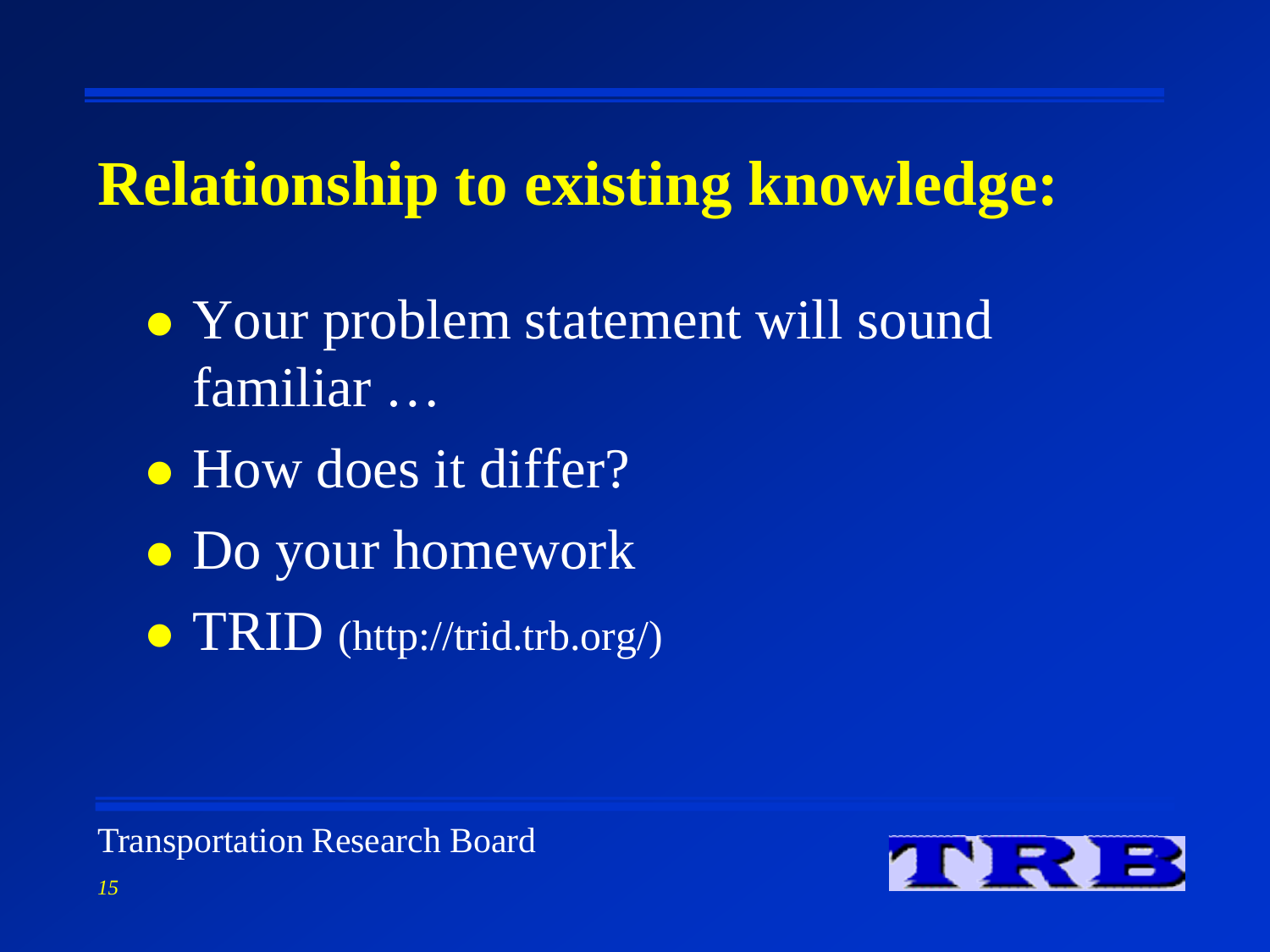# Relationship to existing knowledge:

- Your problem statement will sound familiar …
- How does it differ?
- Do your homework
- TRID (http://trid.trb.org/)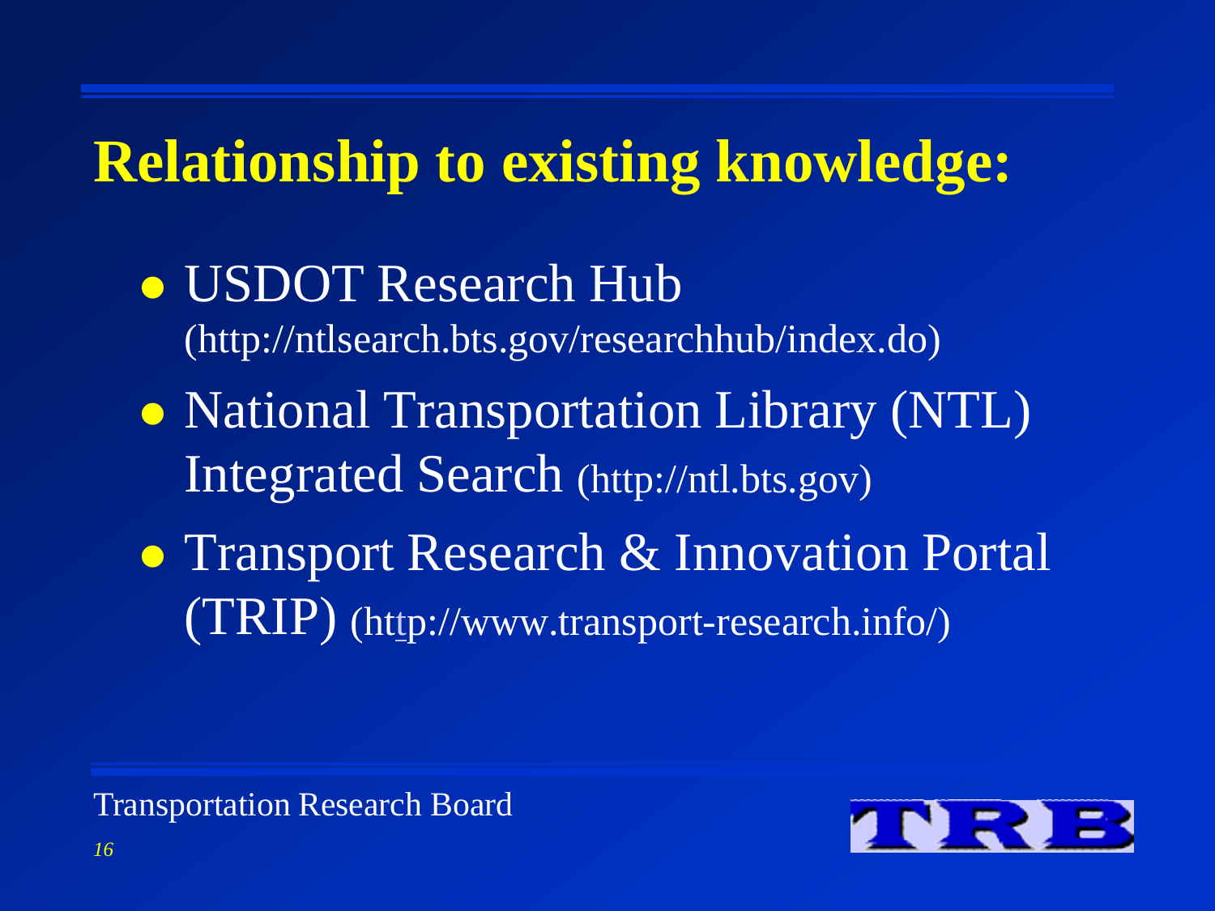# Relationship to existing knowledge:

- USDOT Research Hub (http://ntlsearch.bts.gov/researchhub/index.do)
- National Transportation Library (NTL) Integrated Search (http://ntl.bts.gov)
- Transport Research & Innovation Portal (TRIP) (http://www.transport-research.info/)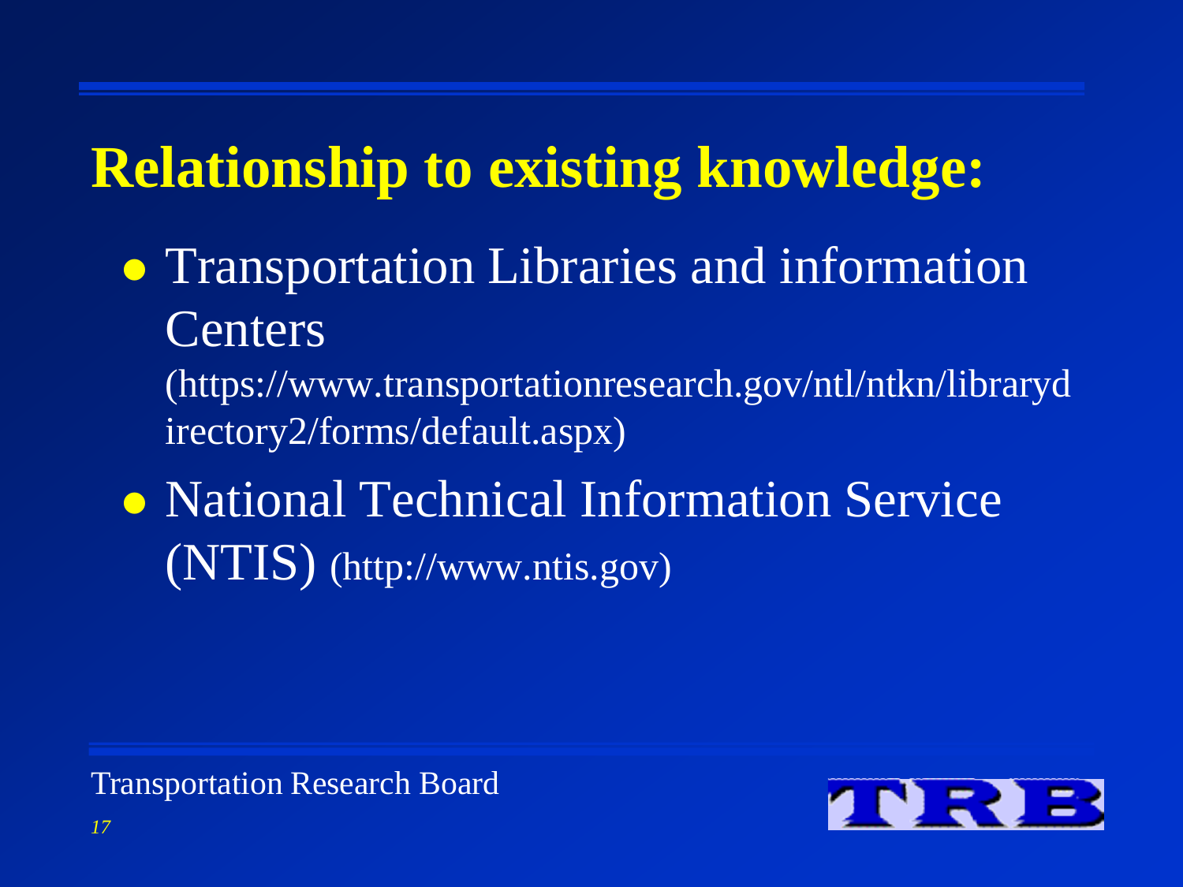# Relationship to existing knowledge:

- Transportation Libraries and information Centers (https://www.transportationresearch.gov/ntl/ntkn/librarydirectory2/forms/default.aspx)
- National Technical Information Service (NTIS) (http://www.ntis.gov)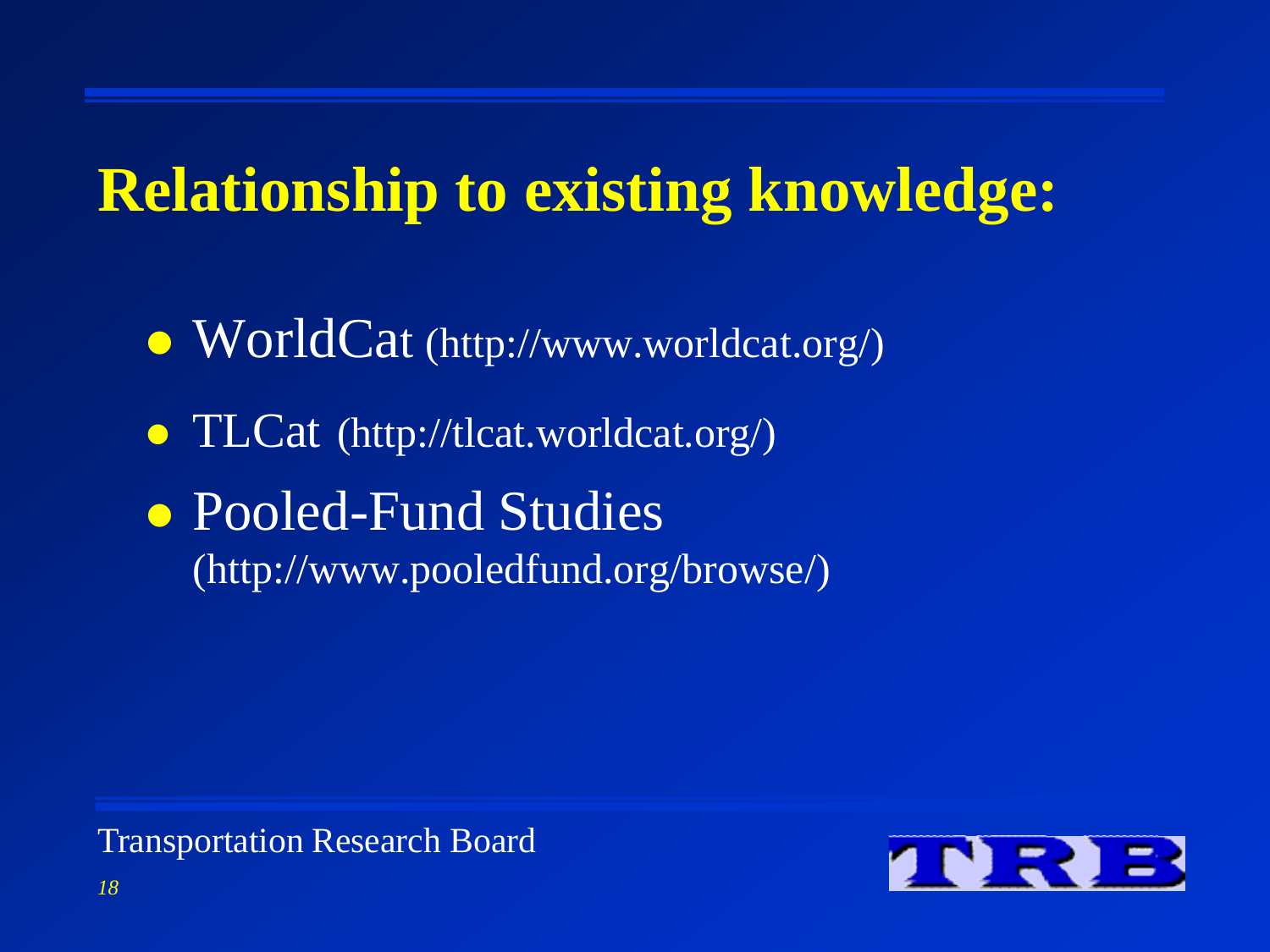# Relationship to existing knowledge:

- WorldCat (http://www.worldcat.org/)
- TLCat (http://tlcat.worldcat.org/)
- Pooled-Fund Studies (http://www.pooledfund.org/browse/)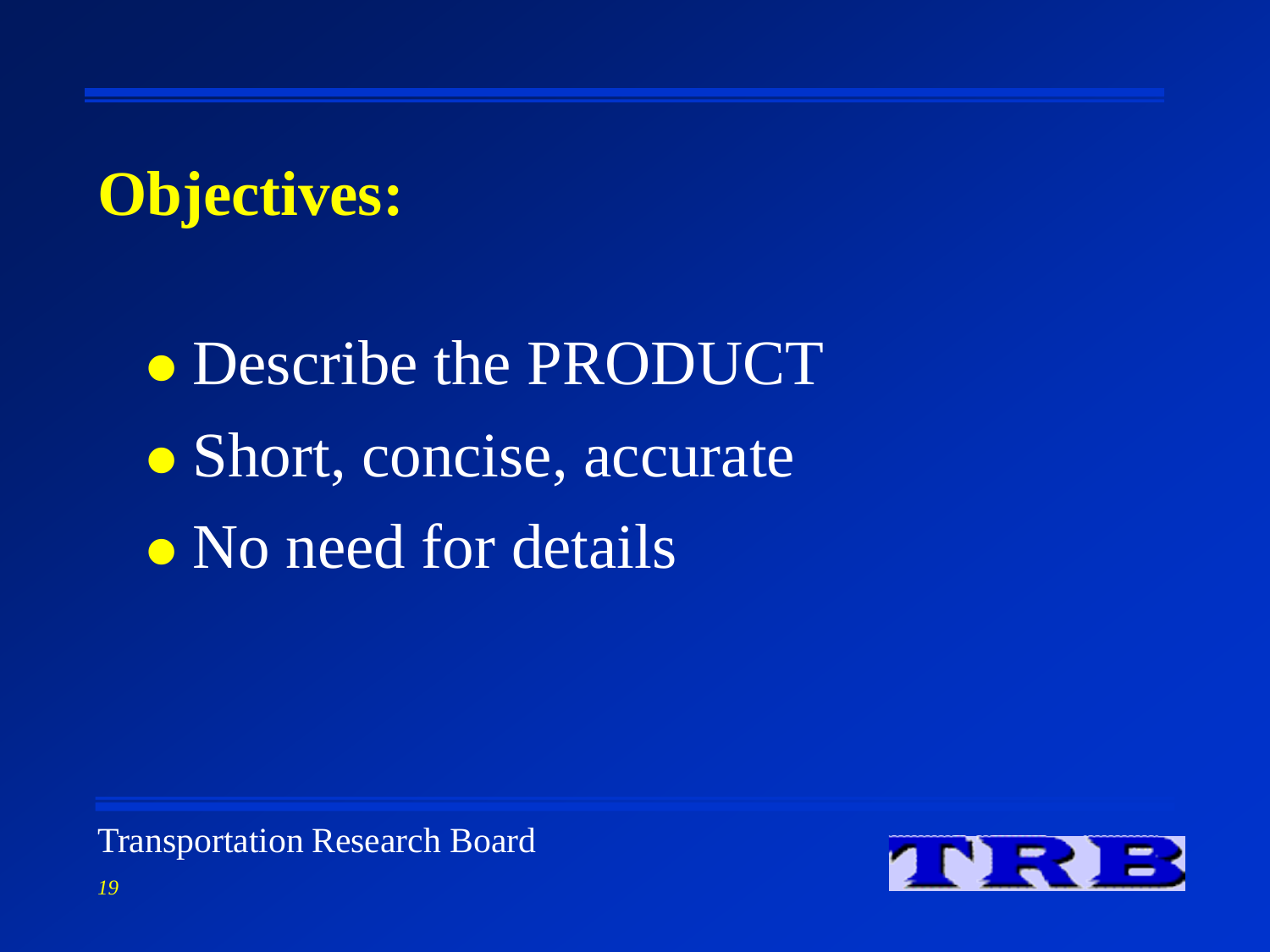# Objectives:

- Describe the PRODUCT
- Short, concise, accurate
- No need for details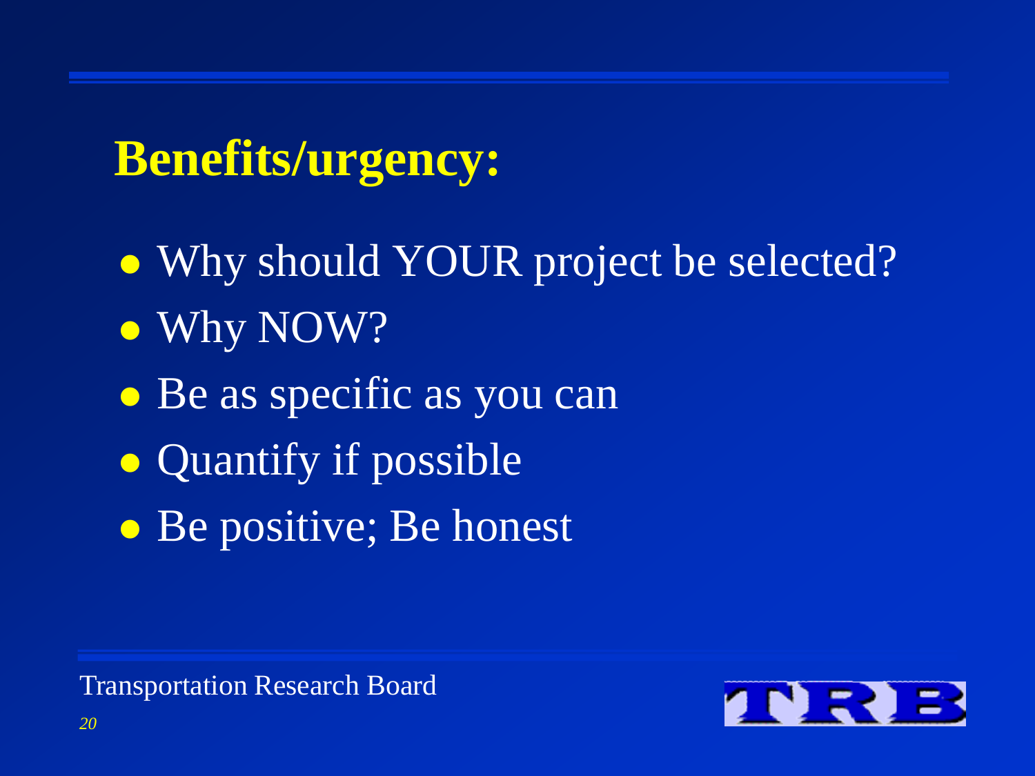# Benefits/urgency:

- Why should YOUR project be selected?
- Why NOW?
- Be as specific as you can
- Quantify if possible
- Be positive; Be honest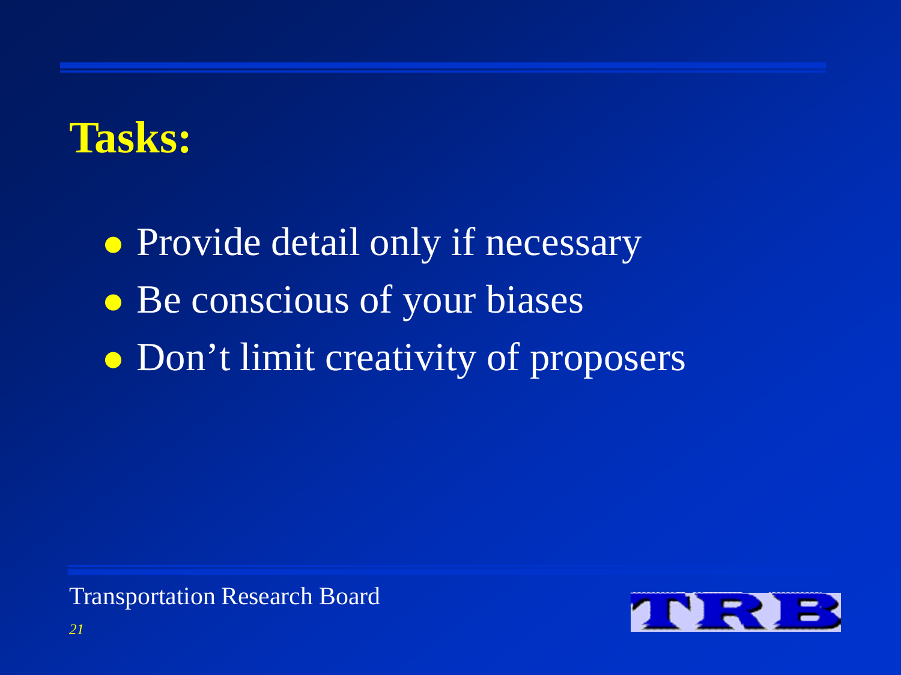## Tasks:

- Provide detail only if necessary
- Be conscious of your biases
- Don’t limit creativity of proposers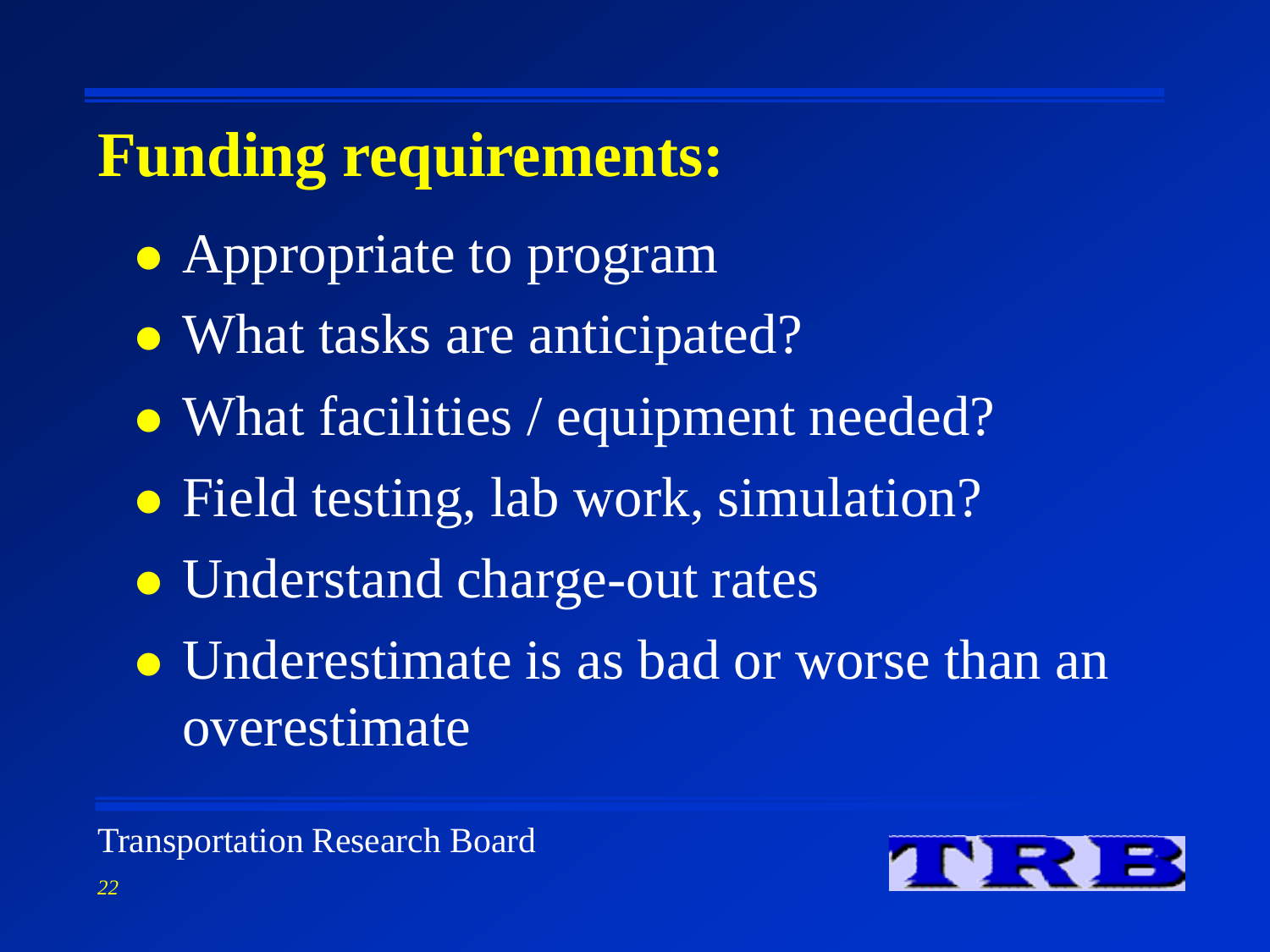# Funding requirements:

- Appropriate to program
- What tasks are anticipated?
- What facilities / equipment needed?
- Field testing, lab work, simulation?
- Understand charge-out rates
- Underestimate is as bad or worse than an overestimate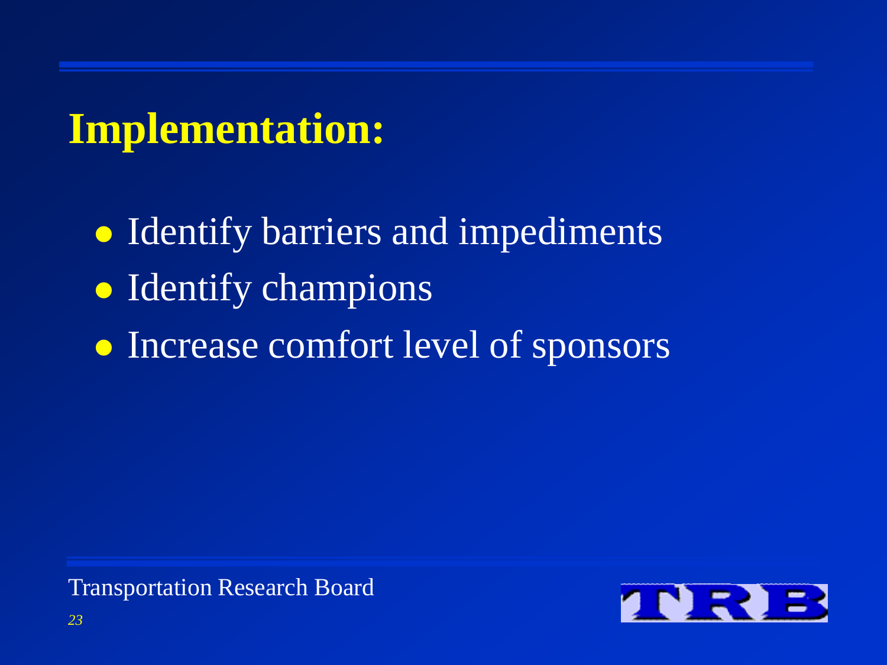# Implementation:

- Identify barriers and impediments
- Identify champions
- Increase comfort level of sponsors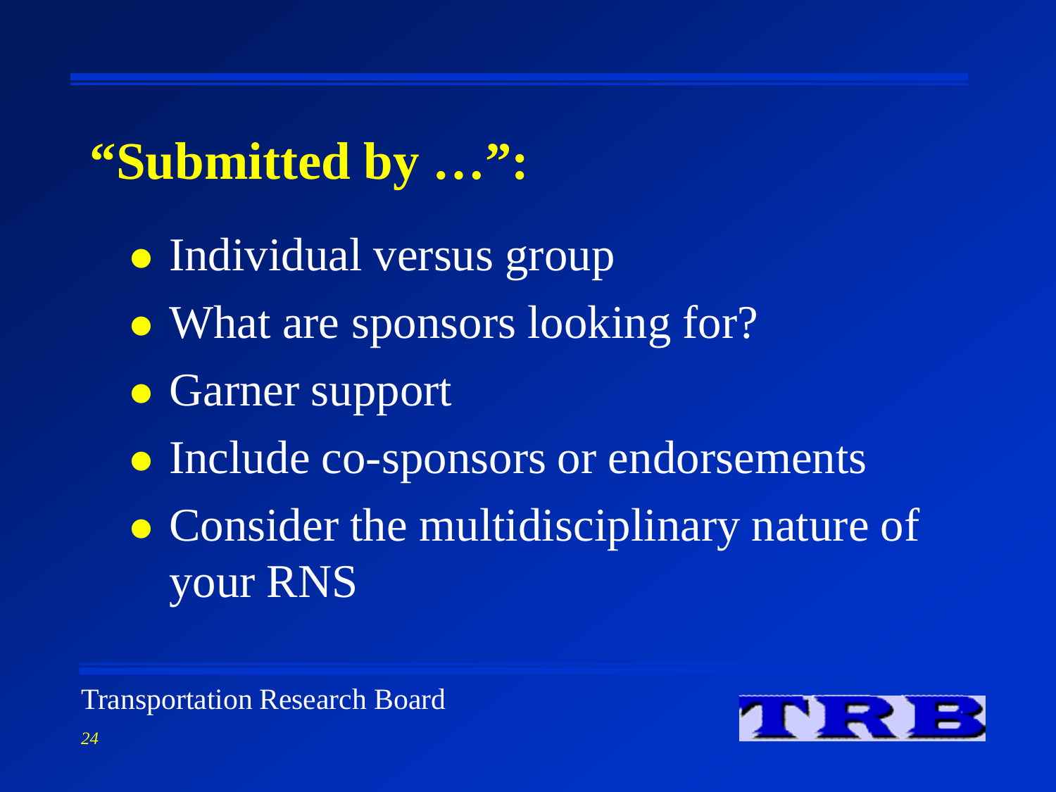## "Submitted by …":

- Individual versus group
- What are sponsors looking for?
- Garner support
- Include co-sponsors or endorsements
- Consider the multidisciplinary nature of your RNS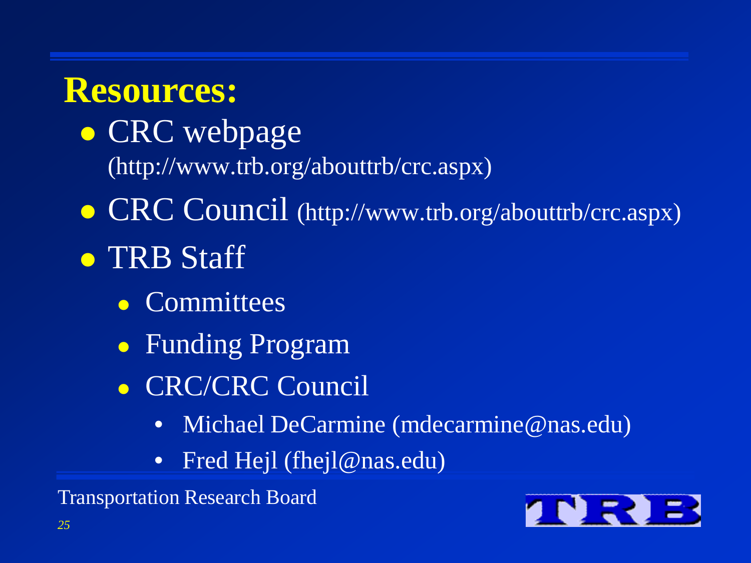## Resources:

- CRC webpage (http://www.trb.org/abouttrb/crc.aspx)
- CRC Council (http://www.trb.org/abouttrb/crc.aspx)
- TRB Staff
  - Committees
  - Funding Program
  - CRC/CRC Council
    - Michael DeCarmine (mdecarmine@nas.edu)
    - Fred Hejl (fhejl@nas.edu)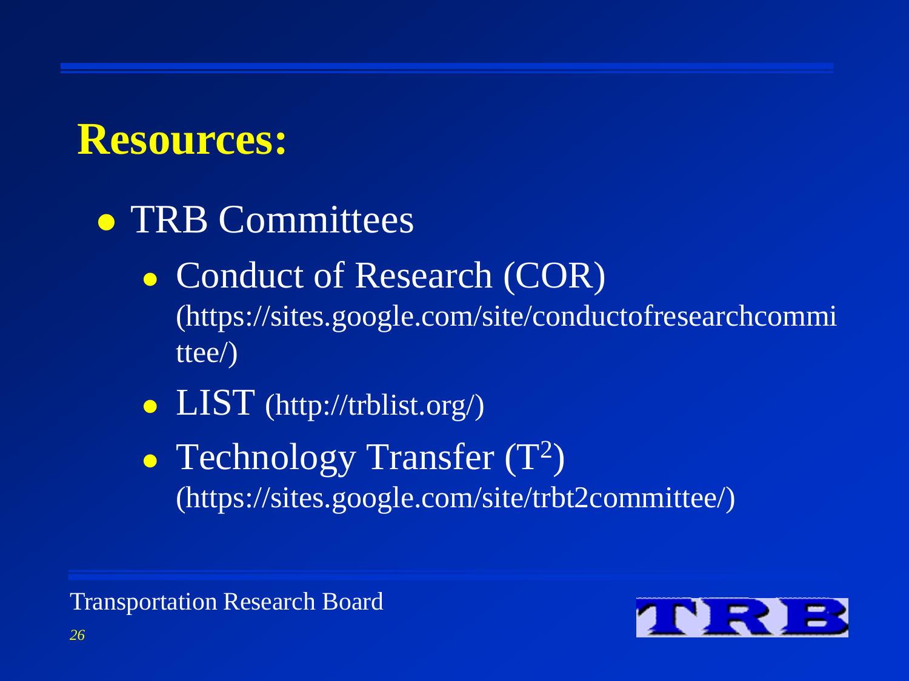# Resources:

- TRB Committees
  - Conduct of Research (COR) (https://sites.google.com/site/conductofresearchcommittee/)
  - LIST (http://trblist.org/)
  - Technology Transfer ($T^2$) (https://sites.google.com/site/trbt2committee/)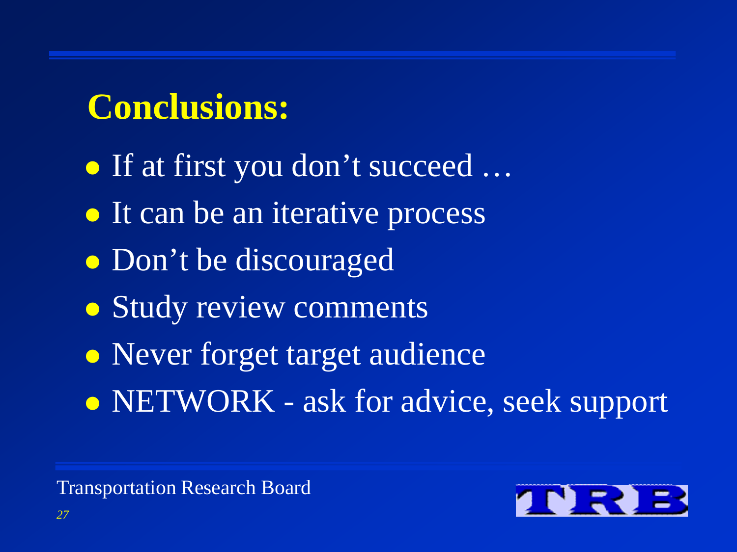## Conclusions:

- If at first you don't succeed …
- It can be an iterative process
- Don't be discouraged
- Study review comments
- Never forget target audience
- NETWORK - ask for advice, seek support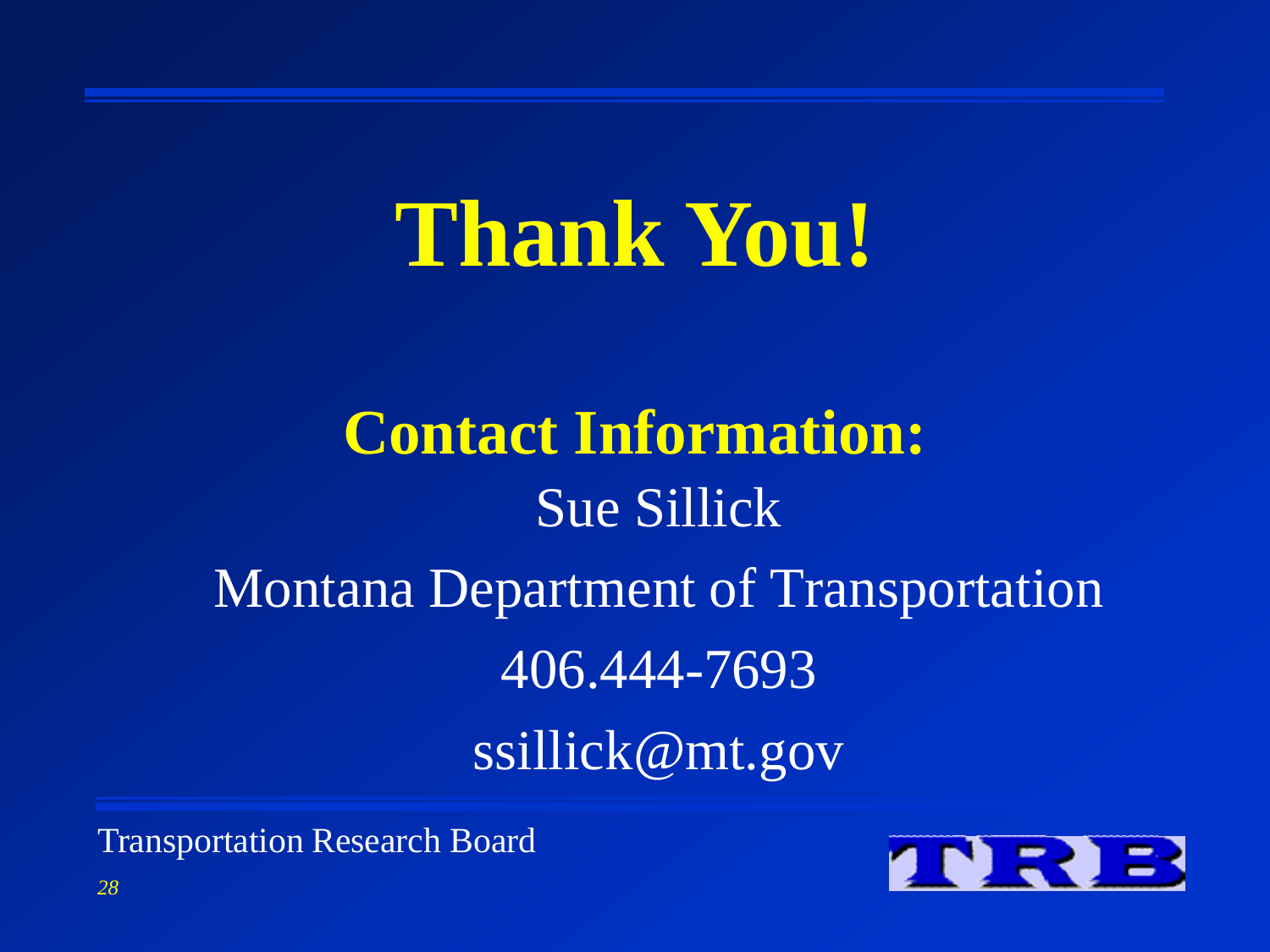# Thank You!

## Contact Information:

Sue Sillick

Montana Department of Transportation

406.444-7693

ssillick@mt.gov